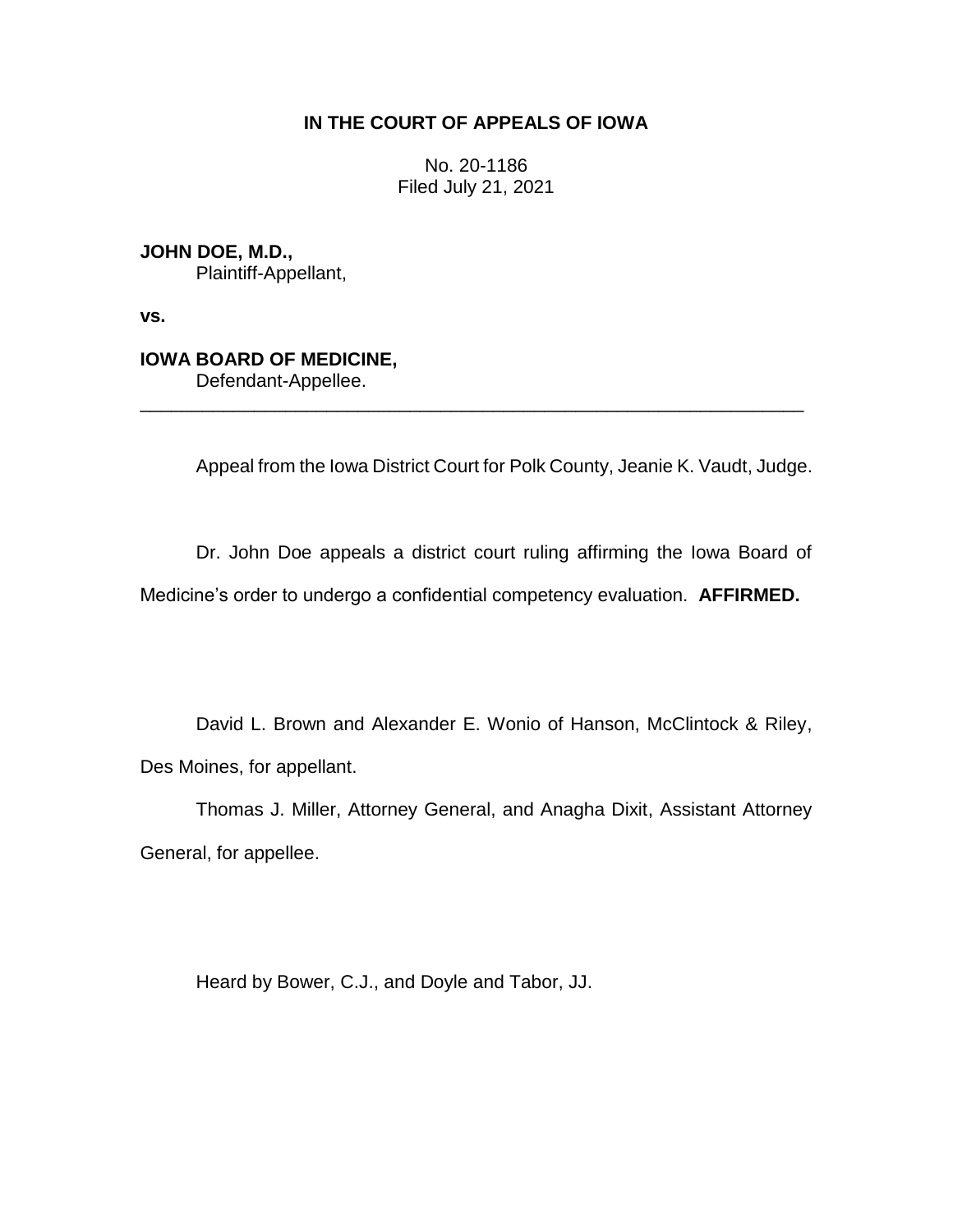**IN THE COURT OF APPEALS OF IOWA**

No. 20-1186
Filed July 21, 2021

**JOHN DOE, M.D.,**
Plaintiff-Appellant,

**vs.**

**IOWA BOARD OF MEDICINE,**
Defendant-Appellee.

---

Appeal from the Iowa District Court for Polk County, Jeanie K. Vaudt, Judge.

Dr. John Doe appeals a district court ruling affirming the Iowa Board of Medicine's order to undergo a confidential competency evaluation. **AFFIRMED.**

David L. Brown and Alexander E. Wonio of Hanson, McClintock & Riley, Des Moines, for appellant.

Thomas J. Miller, Attorney General, and Anagha Dixit, Assistant Attorney General, for appellee.

Heard by Bower, C.J., and Doyle and Tabor, JJ.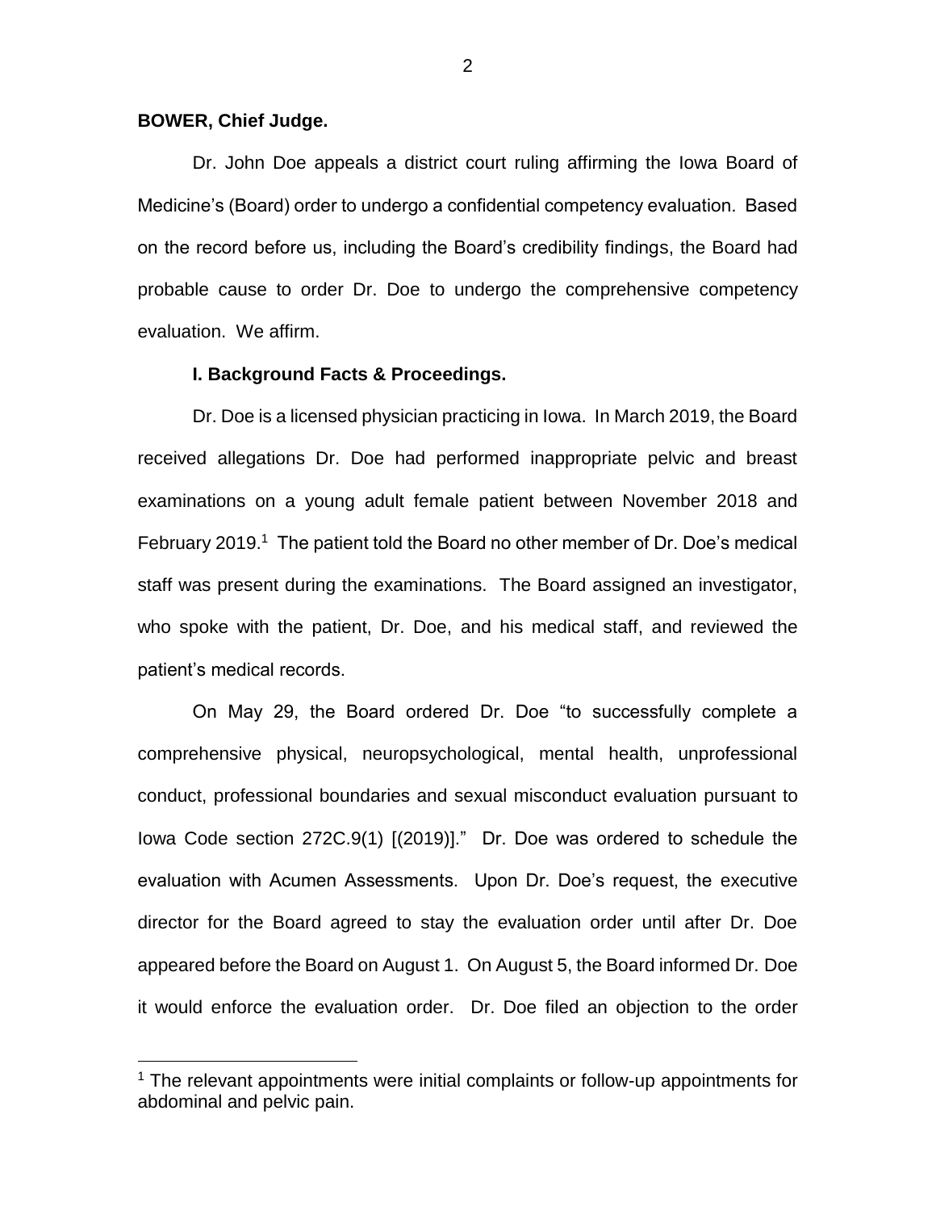**BOWER, Chief Judge.**

Dr. John Doe appeals a district court ruling affirming the Iowa Board of Medicine's (Board) order to undergo a confidential competency evaluation. Based on the record before us, including the Board's credibility findings, the Board had probable cause to order Dr. Doe to undergo the comprehensive competency evaluation. We affirm.

**I. Background Facts & Proceedings.**

Dr. Doe is a licensed physician practicing in Iowa. In March 2019, the Board received allegations Dr. Doe had performed inappropriate pelvic and breast examinations on a young adult female patient between November 2018 and February 2019.[1] The patient told the Board no other member of Dr. Doe's medical staff was present during the examinations. The Board assigned an investigator, who spoke with the patient, Dr. Doe, and his medical staff, and reviewed the patient's medical records.

On May 29, the Board ordered Dr. Doe "to successfully complete a comprehensive physical, neuropsychological, mental health, unprofessional conduct, professional boundaries and sexual misconduct evaluation pursuant to Iowa Code section 272C.9(1) [(2019)]." Dr. Doe was ordered to schedule the evaluation with Acumen Assessments. Upon Dr. Doe's request, the executive director for the Board agreed to stay the evaluation order until after Dr. Doe appeared before the Board on August 1. On August 5, the Board informed Dr. Doe it would enforce the evaluation order. Dr. Doe filed an objection to the order

[1] The relevant appointments were initial complaints or follow-up appointments for abdominal and pelvic pain.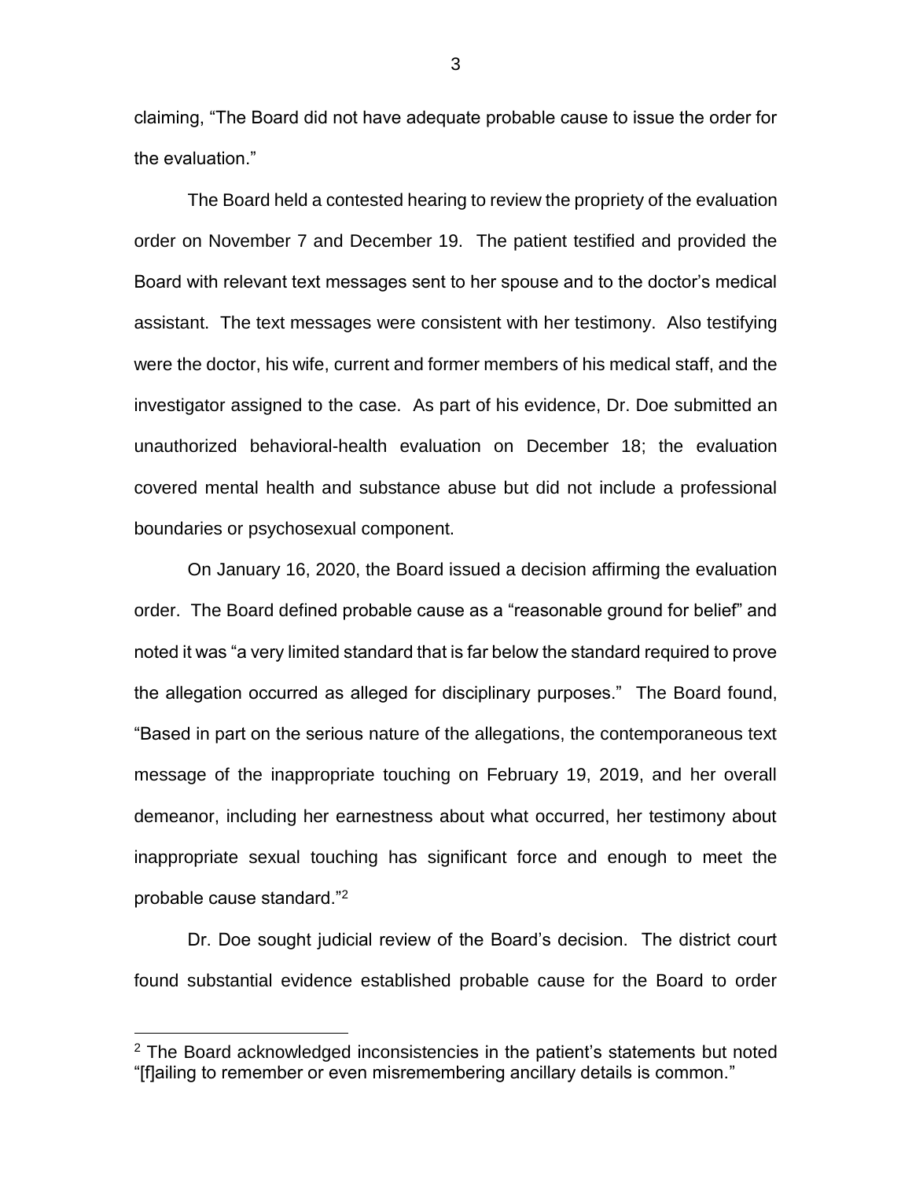claiming, "The Board did not have adequate probable cause to issue the order for the evaluation."

The Board held a contested hearing to review the propriety of the evaluation order on November 7 and December 19. The patient testified and provided the Board with relevant text messages sent to her spouse and to the doctor's medical assistant. The text messages were consistent with her testimony. Also testifying were the doctor, his wife, current and former members of his medical staff, and the investigator assigned to the case. As part of his evidence, Dr. Doe submitted an unauthorized behavioral-health evaluation on December 18; the evaluation covered mental health and substance abuse but did not include a professional boundaries or psychosexual component.

On January 16, 2020, the Board issued a decision affirming the evaluation order. The Board defined probable cause as a "reasonable ground for belief" and noted it was "a very limited standard that is far below the standard required to prove the allegation occurred as alleged for disciplinary purposes." The Board found, "Based in part on the serious nature of the allegations, the contemporaneous text message of the inappropriate touching on February 19, 2019, and her overall demeanor, including her earnestness about what occurred, her testimony about inappropriate sexual touching has significant force and enough to meet the probable cause standard."[2]

Dr. Doe sought judicial review of the Board's decision. The district court found substantial evidence established probable cause for the Board to order

[2] The Board acknowledged inconsistencies in the patient's statements but noted "[f]ailing to remember or even misremembering ancillary details is common."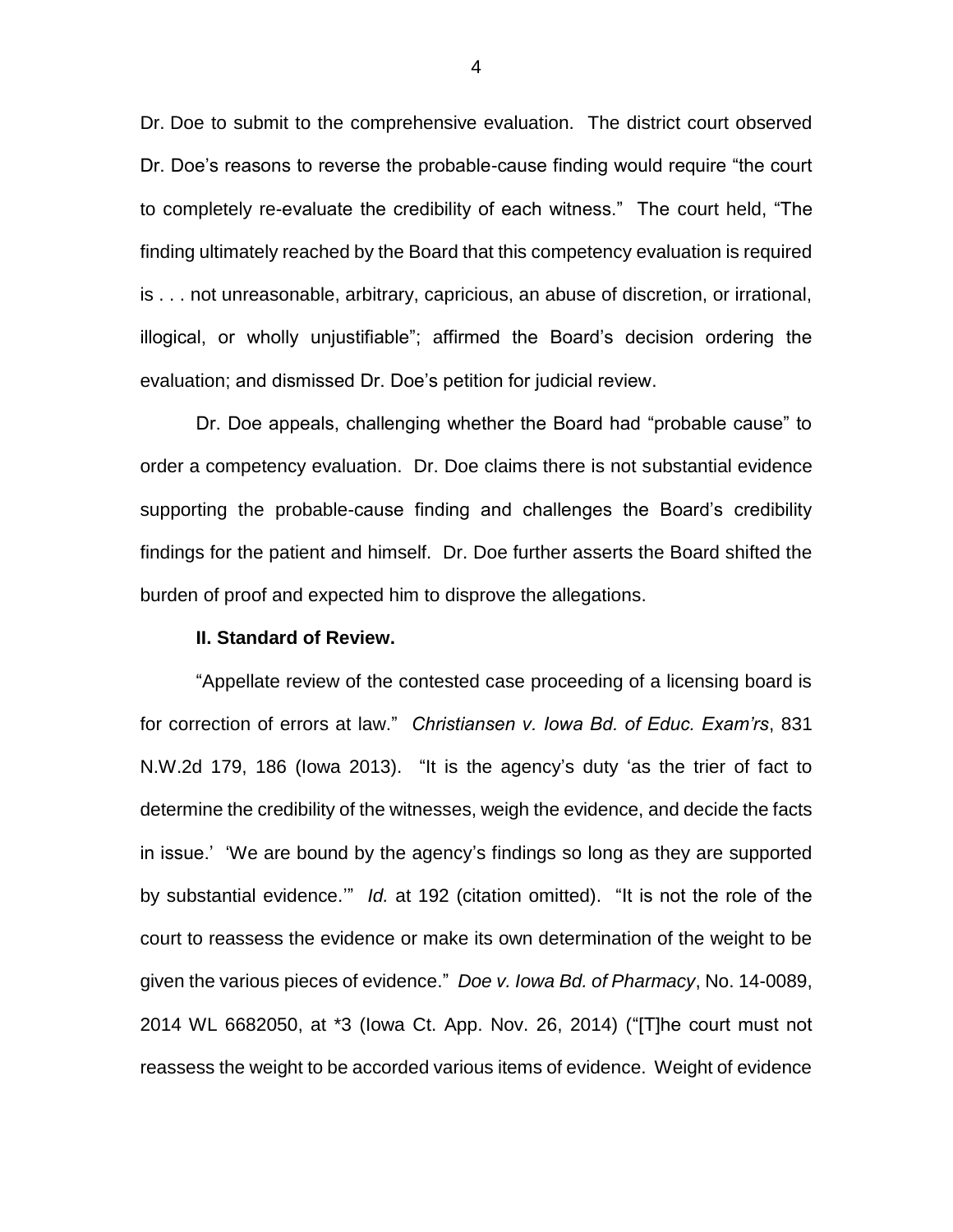Dr. Doe to submit to the comprehensive evaluation. The district court observed Dr. Doe's reasons to reverse the probable-cause finding would require "the court to completely re-evaluate the credibility of each witness." The court held, "The finding ultimately reached by the Board that this competency evaluation is required is . . . not unreasonable, arbitrary, capricious, an abuse of discretion, or irrational, illogical, or wholly unjustifiable"; affirmed the Board's decision ordering the evaluation; and dismissed Dr. Doe's petition for judicial review.

Dr. Doe appeals, challenging whether the Board had "probable cause" to order a competency evaluation. Dr. Doe claims there is not substantial evidence supporting the probable-cause finding and challenges the Board's credibility findings for the patient and himself. Dr. Doe further asserts the Board shifted the burden of proof and expected him to disprove the allegations.

**II. Standard of Review.**

"Appellate review of the contested case proceeding of a licensing board is for correction of errors at law." *Christiansen v. Iowa Bd. of Educ. Exam'rs*, 831 N.W.2d 179, 186 (Iowa 2013). "It is the agency's duty 'as the trier of fact to determine the credibility of the witnesses, weigh the evidence, and decide the facts in issue.' 'We are bound by the agency's findings so long as they are supported by substantial evidence.'" *Id.* at 192 (citation omitted). "It is not the role of the court to reassess the evidence or make its own determination of the weight to be given the various pieces of evidence." *Doe v. Iowa Bd. of Pharmacy*, No. 14-0089, 2014 WL 6682050, at *3 (Iowa Ct. App. Nov. 26, 2014) ("[T]he court must not reassess the weight to be accorded various items of evidence. Weight of evidence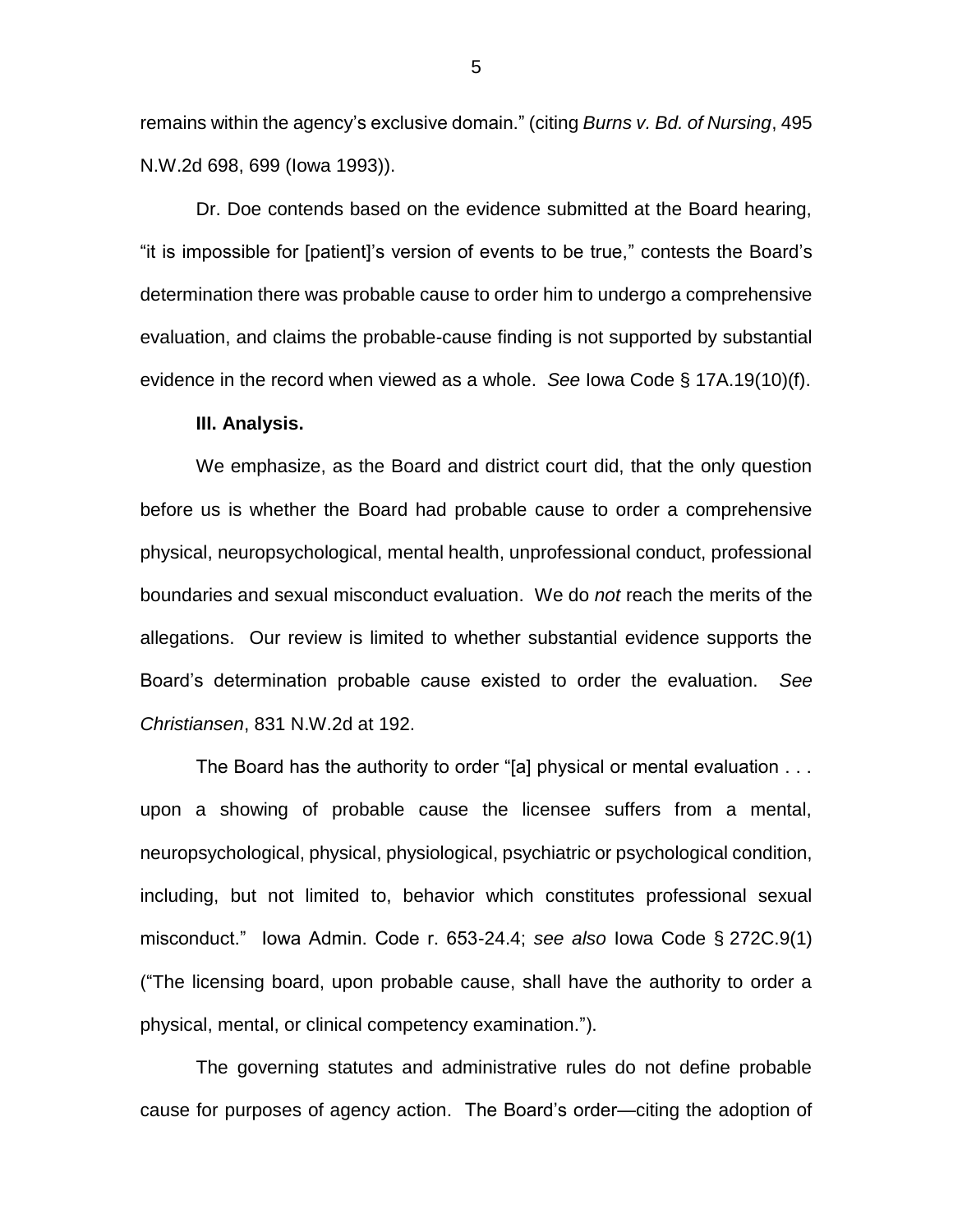remains within the agency's exclusive domain." (citing *Burns v. Bd. of Nursing*, 495 N.W.2d 698, 699 (Iowa 1993)).

Dr. Doe contends based on the evidence submitted at the Board hearing, "it is impossible for [patient]'s version of events to be true," contests the Board's determination there was probable cause to order him to undergo a comprehensive evaluation, and claims the probable-cause finding is not supported by substantial evidence in the record when viewed as a whole. *See* Iowa Code § 17A.19(10)(f).

**III. Analysis.**

We emphasize, as the Board and district court did, that the only question before us is whether the Board had probable cause to order a comprehensive physical, neuropsychological, mental health, unprofessional conduct, professional boundaries and sexual misconduct evaluation. We do *not* reach the merits of the allegations. Our review is limited to whether substantial evidence supports the Board's determination probable cause existed to order the evaluation. *See Christiansen*, 831 N.W.2d at 192.

The Board has the authority to order "[a] physical or mental evaluation . . . upon a showing of probable cause the licensee suffers from a mental, neuropsychological, physical, physiological, psychiatric or psychological condition, including, but not limited to, behavior which constitutes professional sexual misconduct." Iowa Admin. Code r. 653-24.4; *see also* Iowa Code § 272C.9(1) ("The licensing board, upon probable cause, shall have the authority to order a physical, mental, or clinical competency examination.").

The governing statutes and administrative rules do not define probable cause for purposes of agency action. The Board's order—citing the adoption of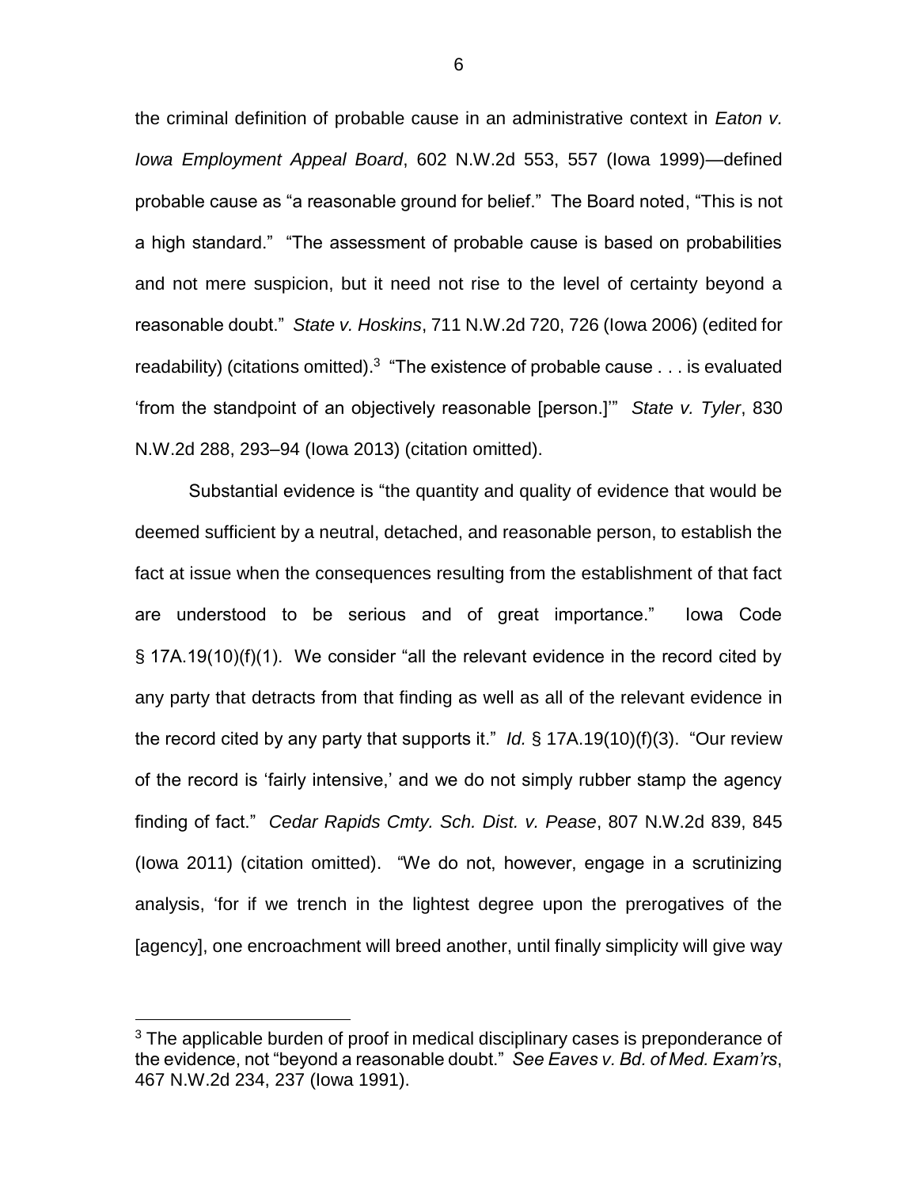the criminal definition of probable cause in an administrative context in *Eaton v. Iowa Employment Appeal Board*, 602 N.W.2d 553, 557 (Iowa 1999)—defined probable cause as "a reasonable ground for belief." The Board noted, "This is not a high standard." "The assessment of probable cause is based on probabilities and not mere suspicion, but it need not rise to the level of certainty beyond a reasonable doubt." *State v. Hoskins*, 711 N.W.2d 720, 726 (Iowa 2006) (edited for readability) (citations omitted).[3] "The existence of probable cause . . . is evaluated 'from the standpoint of an objectively reasonable [person.]'" *State v. Tyler*, 830 N.W.2d 288, 293–94 (Iowa 2013) (citation omitted).

Substantial evidence is "the quantity and quality of evidence that would be deemed sufficient by a neutral, detached, and reasonable person, to establish the fact at issue when the consequences resulting from the establishment of that fact are understood to be serious and of great importance." Iowa Code § 17A.19(10)(f)(1). We consider "all the relevant evidence in the record cited by any party that detracts from that finding as well as all of the relevant evidence in the record cited by any party that supports it." *Id.* § 17A.19(10)(f)(3). "Our review of the record is 'fairly intensive,' and we do not simply rubber stamp the agency finding of fact." *Cedar Rapids Cmty. Sch. Dist. v. Pease*, 807 N.W.2d 839, 845 (Iowa 2011) (citation omitted). "We do not, however, engage in a scrutinizing analysis, 'for if we trench in the lightest degree upon the prerogatives of the [agency], one encroachment will breed another, until finally simplicity will give way

---

[3] The applicable burden of proof in medical disciplinary cases is preponderance of the evidence, not "beyond a reasonable doubt." *See Eaves v. Bd. of Med. Exam'rs*, 467 N.W.2d 234, 237 (Iowa 1991).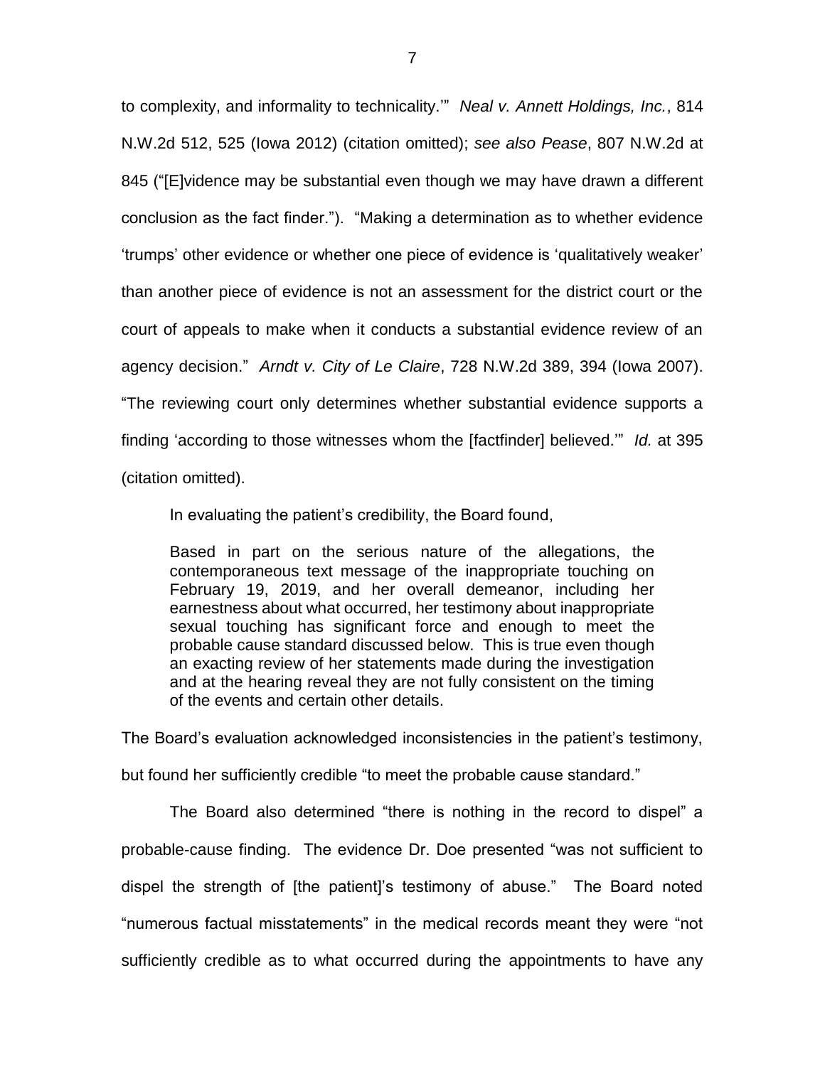to complexity, and informality to technicality.'" *Neal v. Annett Holdings, Inc.*, 814 N.W.2d 512, 525 (Iowa 2012) (citation omitted); *see also Pease*, 807 N.W.2d at 845 ("[E]vidence may be substantial even though we may have drawn a different conclusion as the fact finder."). "Making a determination as to whether evidence 'trumps' other evidence or whether one piece of evidence is 'qualitatively weaker' than another piece of evidence is not an assessment for the district court or the court of appeals to make when it conducts a substantial evidence review of an agency decision." *Arndt v. City of Le Claire*, 728 N.W.2d 389, 394 (Iowa 2007). "The reviewing court only determines whether substantial evidence supports a finding 'according to those witnesses whom the [factfinder] believed.'" *Id.* at 395 (citation omitted).

In evaluating the patient's credibility, the Board found,

> Based in part on the serious nature of the allegations, the contemporaneous text message of the inappropriate touching on February 19, 2019, and her overall demeanor, including her earnestness about what occurred, her testimony about inappropriate sexual touching has significant force and enough to meet the probable cause standard discussed below. This is true even though an exacting review of her statements made during the investigation and at the hearing reveal they are not fully consistent on the timing of the events and certain other details.

The Board's evaluation acknowledged inconsistencies in the patient's testimony, but found her sufficiently credible "to meet the probable cause standard."

The Board also determined "there is nothing in the record to dispel" a probable-cause finding. The evidence Dr. Doe presented "was not sufficient to dispel the strength of [the patient]'s testimony of abuse." The Board noted "numerous factual misstatements" in the medical records meant they were "not sufficiently credible as to what occurred during the appointments to have any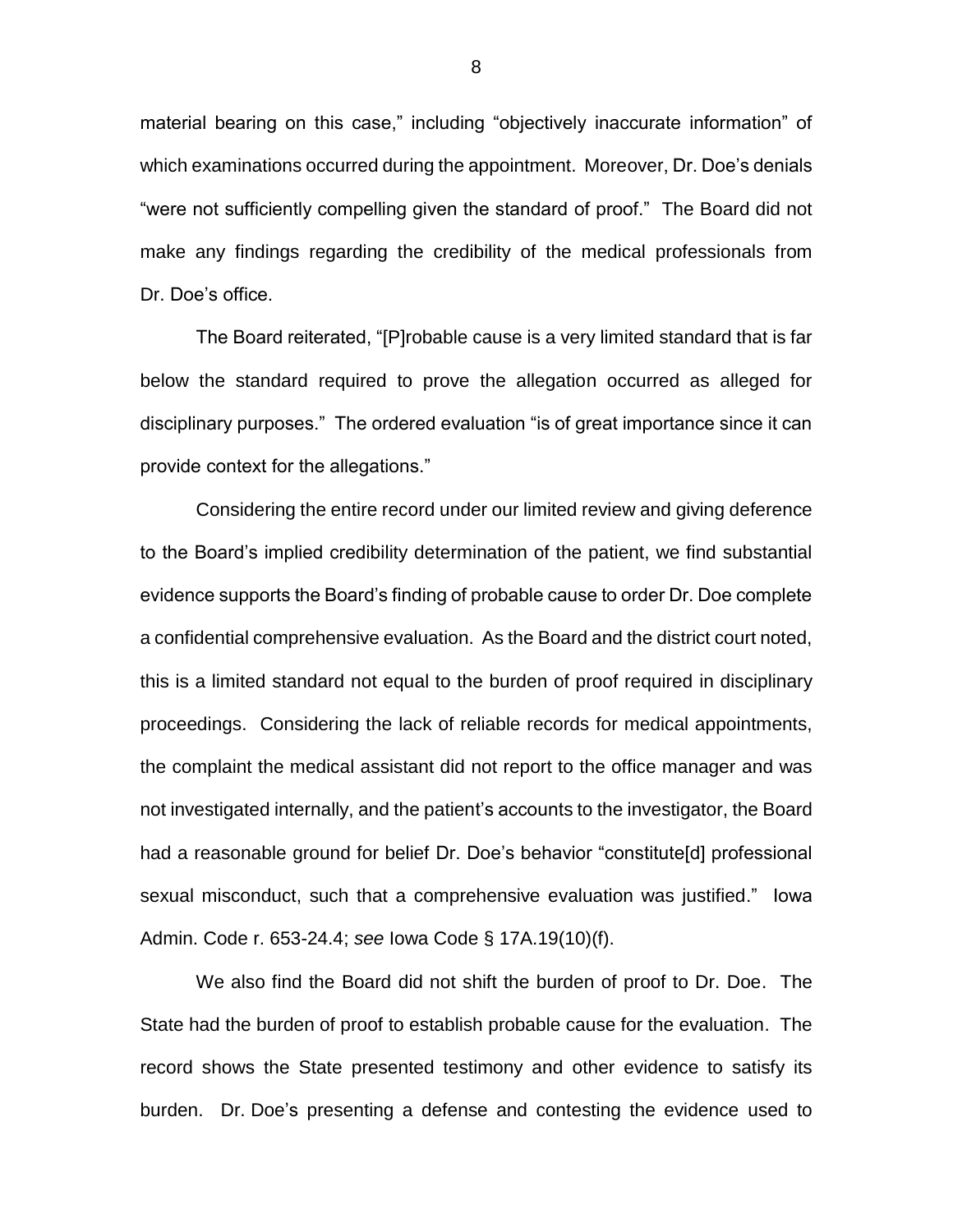material bearing on this case," including "objectively inaccurate information" of which examinations occurred during the appointment. Moreover, Dr. Doe's denials "were not sufficiently compelling given the standard of proof." The Board did not make any findings regarding the credibility of the medical professionals from Dr. Doe's office.

The Board reiterated, "[P]robable cause is a very limited standard that is far below the standard required to prove the allegation occurred as alleged for disciplinary purposes." The ordered evaluation "is of great importance since it can provide context for the allegations."

Considering the entire record under our limited review and giving deference to the Board's implied credibility determination of the patient, we find substantial evidence supports the Board's finding of probable cause to order Dr. Doe complete a confidential comprehensive evaluation. As the Board and the district court noted, this is a limited standard not equal to the burden of proof required in disciplinary proceedings. Considering the lack of reliable records for medical appointments, the complaint the medical assistant did not report to the office manager and was not investigated internally, and the patient's accounts to the investigator, the Board had a reasonable ground for belief Dr. Doe's behavior "constitute[d] professional sexual misconduct, such that a comprehensive evaluation was justified." Iowa Admin. Code r. 653-24.4; *see* Iowa Code § 17A.19(10)(f).

We also find the Board did not shift the burden of proof to Dr. Doe. The State had the burden of proof to establish probable cause for the evaluation. The record shows the State presented testimony and other evidence to satisfy its burden. Dr. Doe's presenting a defense and contesting the evidence used to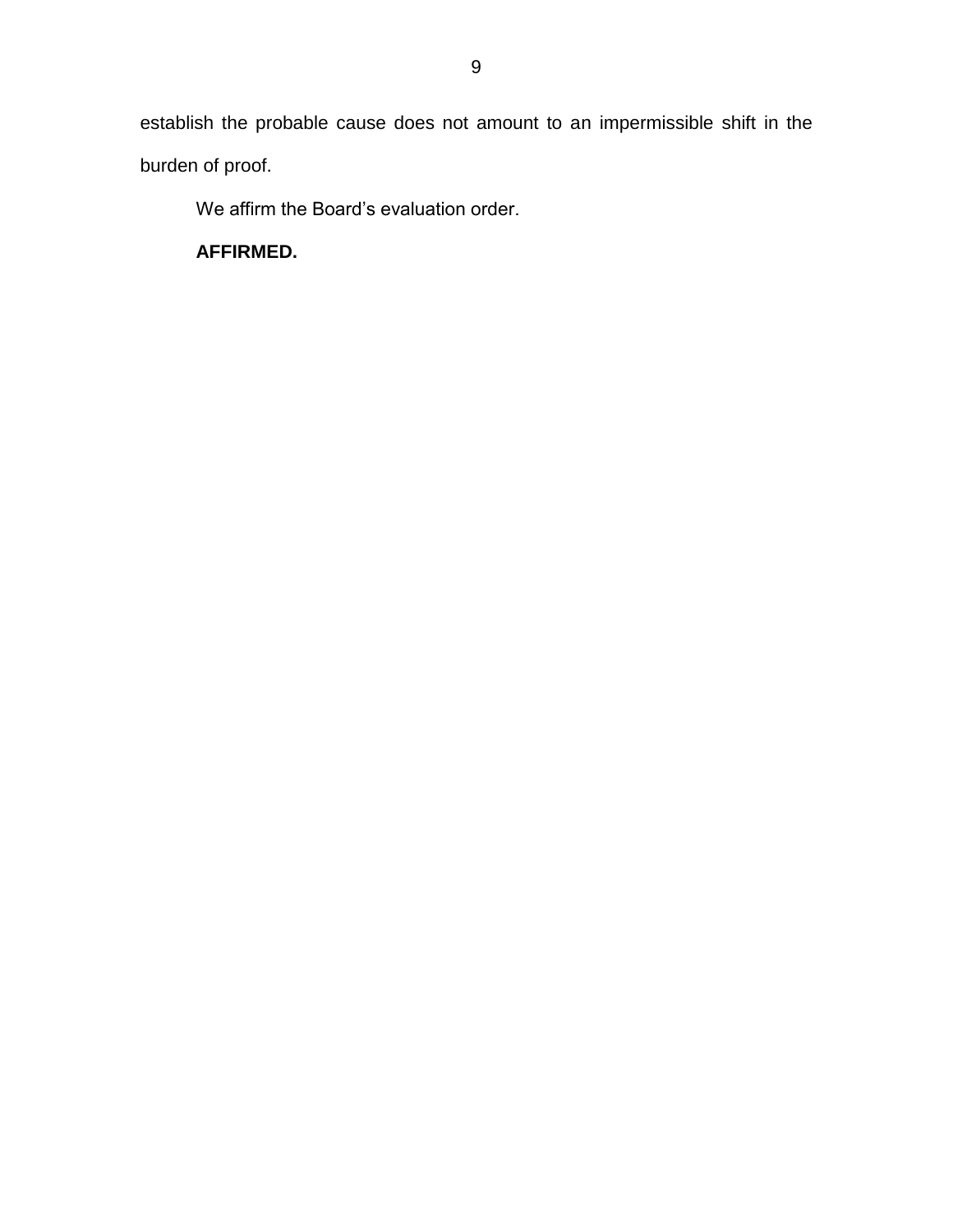establish the probable cause does not amount to an impermissible shift in the burden of proof.

We affirm the Board's evaluation order.

**AFFIRMED.**